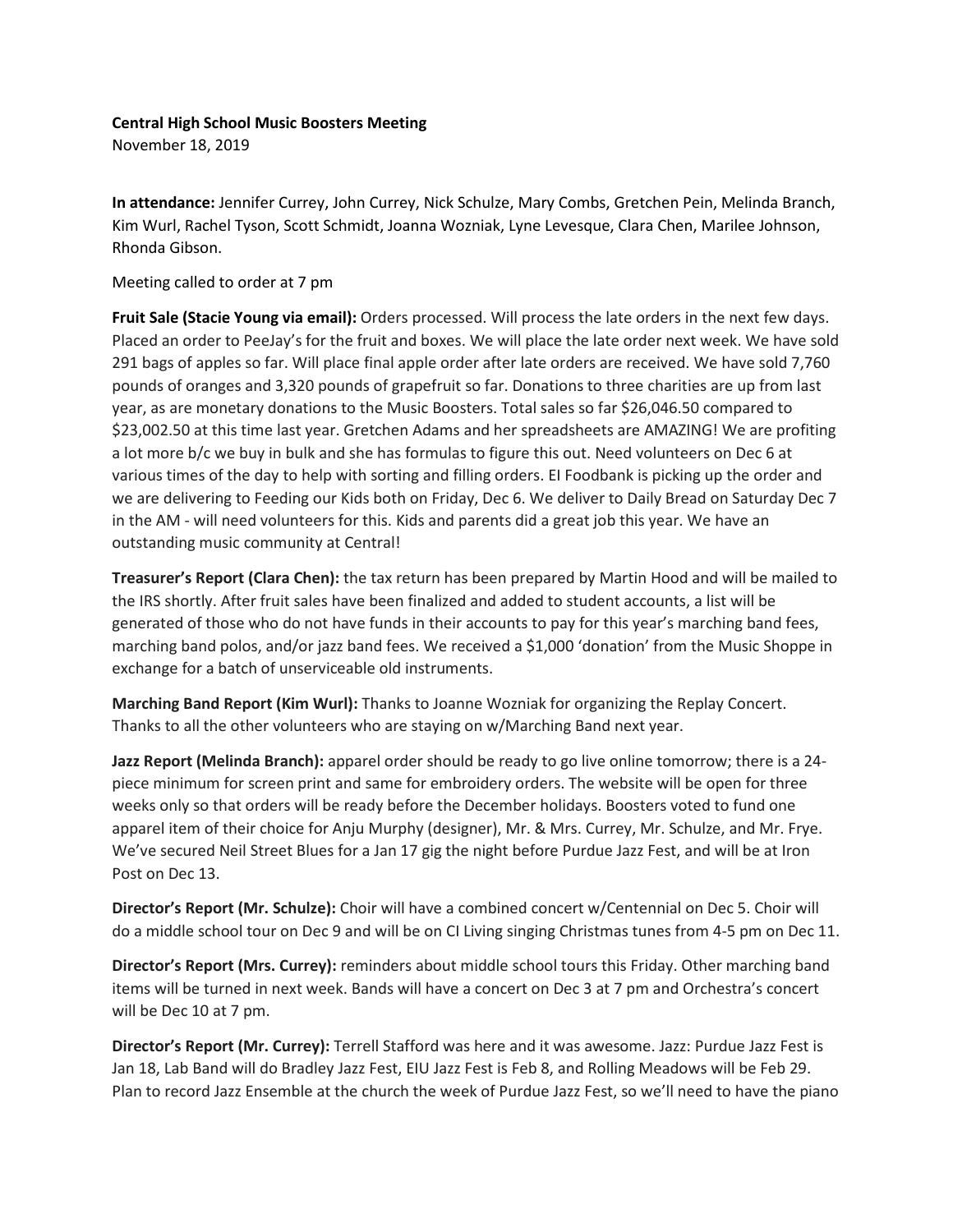**Central High School Music Boosters Meeting**
November 18, 2019

**In attendance:** Jennifer Currey, John Currey, Nick Schulze, Mary Combs, Gretchen Pein, Melinda Branch, Kim Wurl, Rachel Tyson, Scott Schmidt, Joanna Wozniak, Lyne Levesque, Clara Chen, Marilee Johnson, Rhonda Gibson.

Meeting called to order at 7 pm

**Fruit Sale (Stacie Young via email):** Orders processed. Will process the late orders in the next few days. Placed an order to PeeJay's for the fruit and boxes. We will place the late order next week. We have sold 291 bags of apples so far. Will place final apple order after late orders are received. We have sold 7,760 pounds of oranges and 3,320 pounds of grapefruit so far. Donations to three charities are up from last year, as are monetary donations to the Music Boosters. Total sales so far $26,046.50 compared to $23,002.50 at this time last year. Gretchen Adams and her spreadsheets are AMAZING! We are profiting a lot more b/c we buy in bulk and she has formulas to figure this out. Need volunteers on Dec 6 at various times of the day to help with sorting and filling orders. EI Foodbank is picking up the order and we are delivering to Feeding our Kids both on Friday, Dec 6. We deliver to Daily Bread on Saturday Dec 7 in the AM - will need volunteers for this. Kids and parents did a great job this year. We have an outstanding music community at Central!

**Treasurer's Report (Clara Chen):** the tax return has been prepared by Martin Hood and will be mailed to the IRS shortly. After fruit sales have been finalized and added to student accounts, a list will be generated of those who do not have funds in their accounts to pay for this year's marching band fees, marching band polos, and/or jazz band fees. We received a $1,000 'donation' from the Music Shoppe in exchange for a batch of unserviceable old instruments.

**Marching Band Report (Kim Wurl):** Thanks to Joanne Wozniak for organizing the Replay Concert. Thanks to all the other volunteers who are staying on w/Marching Band next year.

**Jazz Report (Melinda Branch):** apparel order should be ready to go live online tomorrow; there is a 24-piece minimum for screen print and same for embroidery orders. The website will be open for three weeks only so that orders will be ready before the December holidays. Boosters voted to fund one apparel item of their choice for Anju Murphy (designer), Mr. & Mrs. Currey, Mr. Schulze, and Mr. Frye. We've secured Neil Street Blues for a Jan 17 gig the night before Purdue Jazz Fest, and will be at Iron Post on Dec 13.

**Director's Report (Mr. Schulze):** Choir will have a combined concert w/Centennial on Dec 5. Choir will do a middle school tour on Dec 9 and will be on CI Living singing Christmas tunes from 4-5 pm on Dec 11.

**Director's Report (Mrs. Currey):** reminders about middle school tours this Friday. Other marching band items will be turned in next week. Bands will have a concert on Dec 3 at 7 pm and Orchestra's concert will be Dec 10 at 7 pm.

**Director's Report (Mr. Currey):** Terrell Stafford was here and it was awesome. Jazz: Purdue Jazz Fest is Jan 18, Lab Band will do Bradley Jazz Fest, EIU Jazz Fest is Feb 8, and Rolling Meadows will be Feb 29. Plan to record Jazz Ensemble at the church the week of Purdue Jazz Fest, so we'll need to have the piano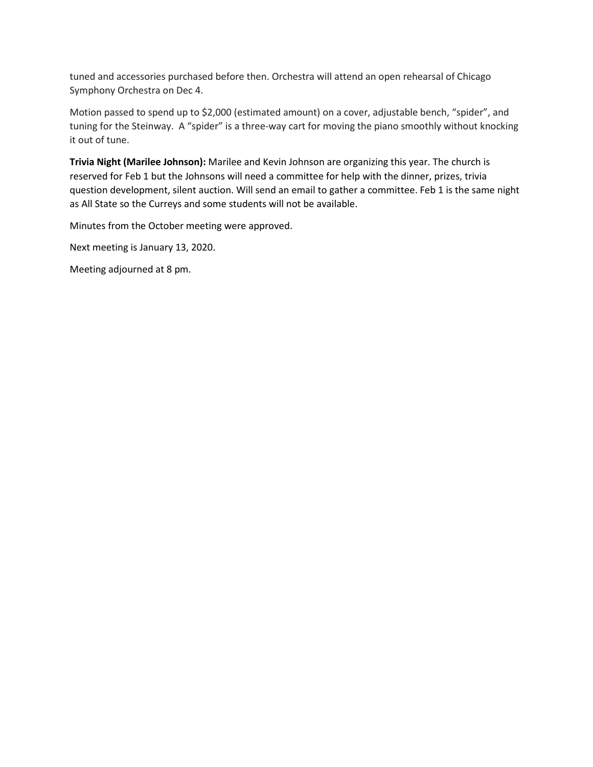tuned and accessories purchased before then. Orchestra will attend an open rehearsal of Chicago Symphony Orchestra on Dec 4.

Motion passed to spend up to $2,000 (estimated amount) on a cover, adjustable bench, "spider", and tuning for the Steinway. A "spider" is a three-way cart for moving the piano smoothly without knocking it out of tune.

**Trivia Night (Marilee Johnson):** Marilee and Kevin Johnson are organizing this year. The church is reserved for Feb 1 but the Johnsons will need a committee for help with the dinner, prizes, trivia question development, silent auction. Will send an email to gather a committee. Feb 1 is the same night as All State so the Curreys and some students will not be available.

Minutes from the October meeting were approved.

Next meeting is January 13, 2020.

Meeting adjourned at 8 pm.